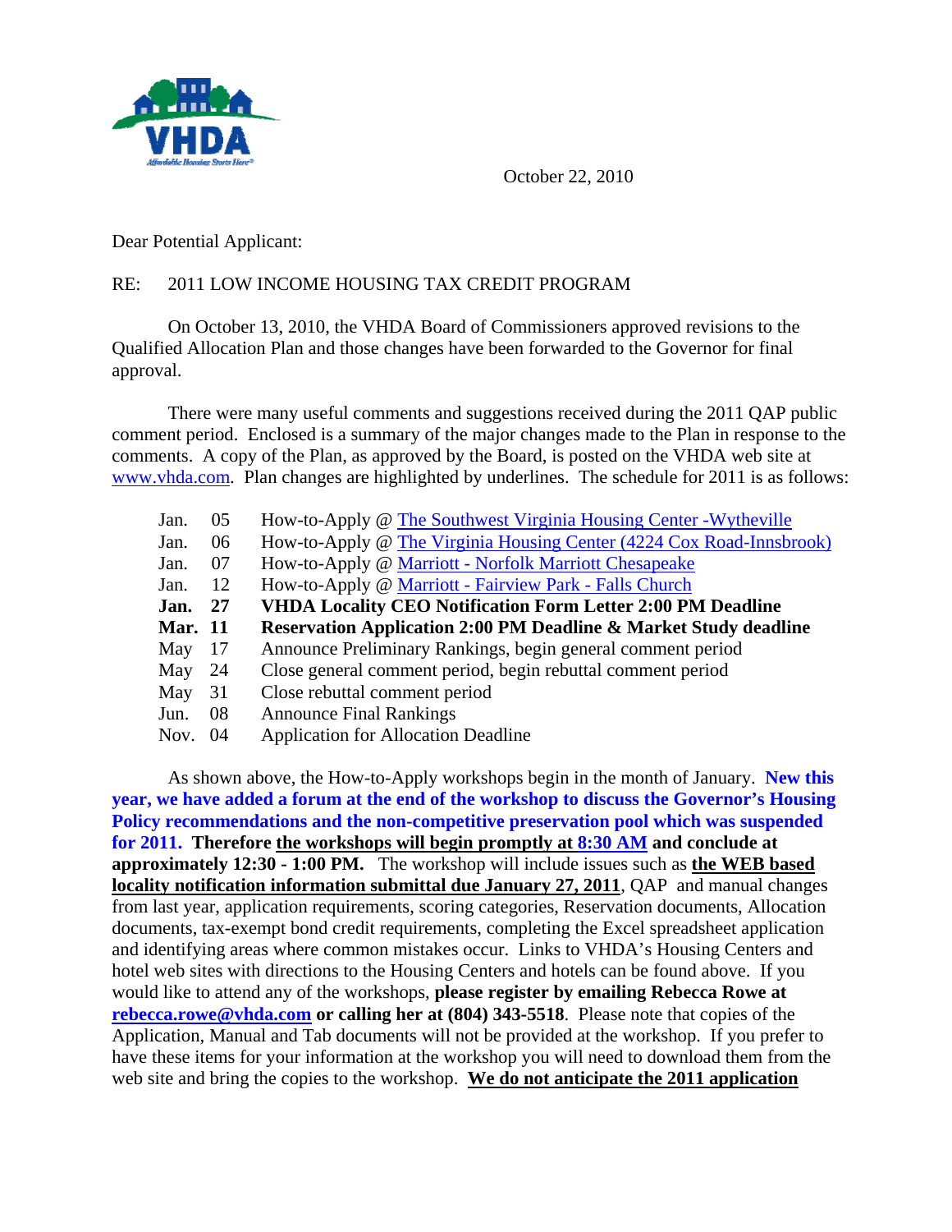October 22, 2010

Dear Potential Applicant:

RE: 2011 LOW INCOME HOUSING TAX CREDIT PROGRAM

On October 13, 2010, the VHDA Board of Commissioners approved revisions to the Qualified Allocation Plan and those changes have been forwarded to the Governor for final approval.

There were many useful comments and suggestions received during the 2011 QAP public comment period. Enclosed is a summary of the major changes made to the Plan in response to the comments. A copy of the Plan, as approved by the Board, is posted on the VHDA web site at www.vhda.com. Plan changes are highlighted by underlines. The schedule for 2011 is as follows:

| | | |
|---|---|---|
| Jan. | 05 | How-to-Apply @ The Southwest Virginia Housing Center -Wytheville |
| Jan. | 06 | How-to-Apply @ The Virginia Housing Center (4224 Cox Road-Innsbrook) |
| Jan. | 07 | How-to-Apply @ Marriott - Norfolk Marriott Chesapeake |
| Jan. | 12 | How-to-Apply @ Marriott - Fairview Park - Falls Church |
| **Jan.** | **27** | **VHDA Locality CEO Notification Form Letter 2:00 PM Deadline** |
| **Mar.** | **11** | **Reservation Application 2:00 PM Deadline & Market Study deadline** |
| May | 17 | Announce Preliminary Rankings, begin general comment period |
| May | 24 | Close general comment period, begin rebuttal comment period |
| May | 31 | Close rebuttal comment period |
| Jun. | 08 | Announce Final Rankings |
| Nov. | 04 | Application for Allocation Deadline |

As shown above, the How-to-Apply workshops begin in the month of January. **New this year, we have added a forum at the end of the workshop to discuss the Governor's Housing Policy recommendations and the non-competitive preservation pool which was suspended for 2011. Therefore the workshops will begin promptly at 8:30 AM and conclude at approximately 12:30 - 1:00 PM.** The workshop will include issues such as **the WEB based locality notification information submittal due January 27, 2011**, QAP and manual changes from last year, application requirements, scoring categories, Reservation documents, Allocation documents, tax-exempt bond credit requirements, completing the Excel spreadsheet application and identifying areas where common mistakes occur. Links to VHDA's Housing Centers and hotel web sites with directions to the Housing Centers and hotels can be found above. If you would like to attend any of the workshops, **please register by emailing Rebecca Rowe at rebecca.rowe@vhda.com or calling her at (804) 343-5518**. Please note that copies of the Application, Manual and Tab documents will not be provided at the workshop. If you prefer to have these items for your information at the workshop you will need to download them from the web site and bring the copies to the workshop. **We do not anticipate the 2011 application**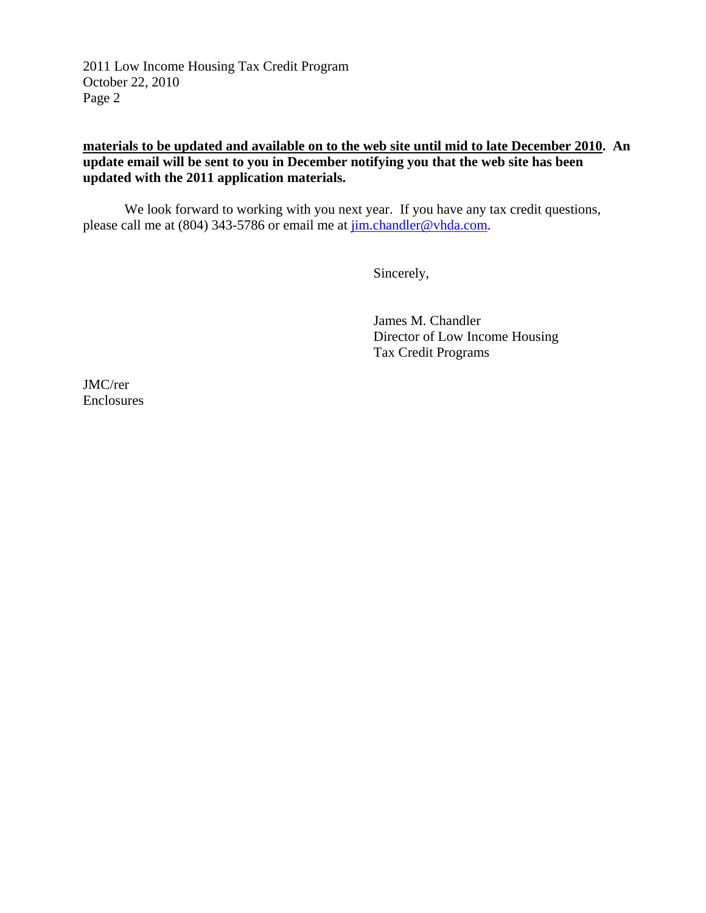**<u>materials to be updated and available on to the web site until mid to late December 2010</u>. An update email will be sent to you in December notifying you that the web site has been updated with the 2011 application materials.**

We look forward to working with you next year. If you have any tax credit questions, please call me at (804) 343-5786 or email me at jim.chandler@vhda.com.

Sincerely,

James M. Chandler
Director of Low Income Housing
Tax Credit Programs

JMC/rer
Enclosures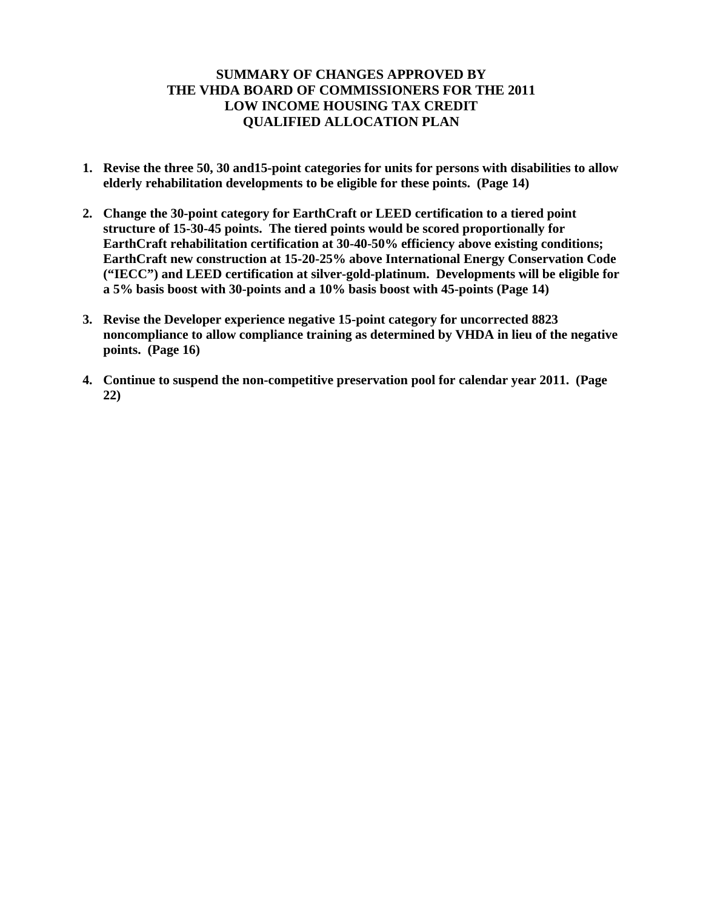# SUMMARY OF CHANGES APPROVED BY THE VHDA BOARD OF COMMISSIONERS FOR THE 2011 LOW INCOME HOUSING TAX CREDIT QUALIFIED ALLOCATION PLAN

1. **Revise the three 50, 30 and15-point categories for units for persons with disabilities to allow elderly rehabilitation developments to be eligible for these points. (Page 14)**

2. **Change the 30-point category for EarthCraft or LEED certification to a tiered point structure of 15-30-45 points. The tiered points would be scored proportionally for EarthCraft rehabilitation certification at 30-40-50% efficiency above existing conditions; EarthCraft new construction at 15-20-25% above International Energy Conservation Code ("IECC") and LEED certification at silver-gold-platinum. Developments will be eligible for a 5% basis boost with 30-points and a 10% basis boost with 45-points (Page 14)**

3. **Revise the Developer experience negative 15-point category for uncorrected 8823 noncompliance to allow compliance training as determined by VHDA in lieu of the negative points. (Page 16)**

4. **Continue to suspend the non-competitive preservation pool for calendar year 2011. (Page 22)**